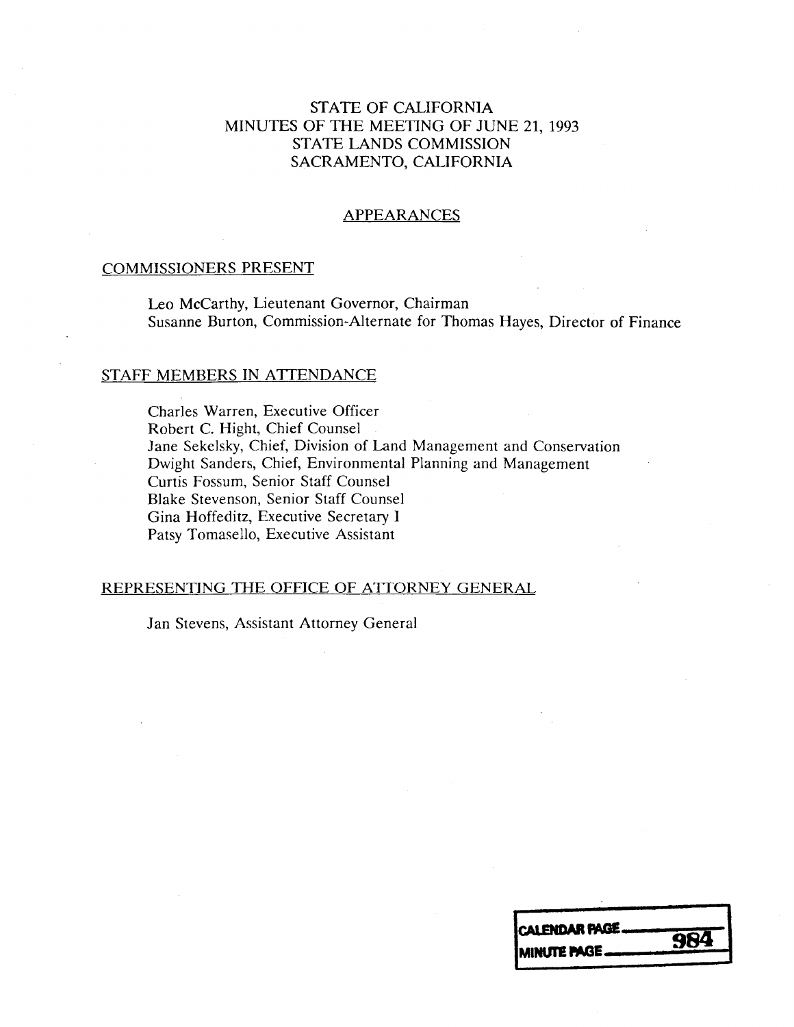# STATE OF CALIFORNIA
# MINUTES OF THE MEETING OF JUNE 21, 1993
# STATE LANDS COMMISSION
# SACRAMENTO, CALIFORNIA

## APPEARANCES

### COMMISSIONERS PRESENT

Leo McCarthy, Lieutenant Governor, Chairman
Susanne Burton, Commission-Alternate for Thomas Hayes, Director of Finance

### STAFF MEMBERS IN ATTENDANCE

Charles Warren, Executive Officer
Robert C. Hight, Chief Counsel
Jane Sekelsky, Chief, Division of Land Management and Conservation
Dwight Sanders, Chief, Environmental Planning and Management
Curtis Fossum, Senior Staff Counsel
Blake Stevenson, Senior Staff Counsel
Gina Hoffeditz, Executive Secretary I
Patsy Tomasello, Executive Assistant

### REPRESENTING THE OFFICE OF ATTORNEY GENERAL

Jan Stevens, Assistant Attorney General

CALENDAR PAGE
MINUTE PAGE 984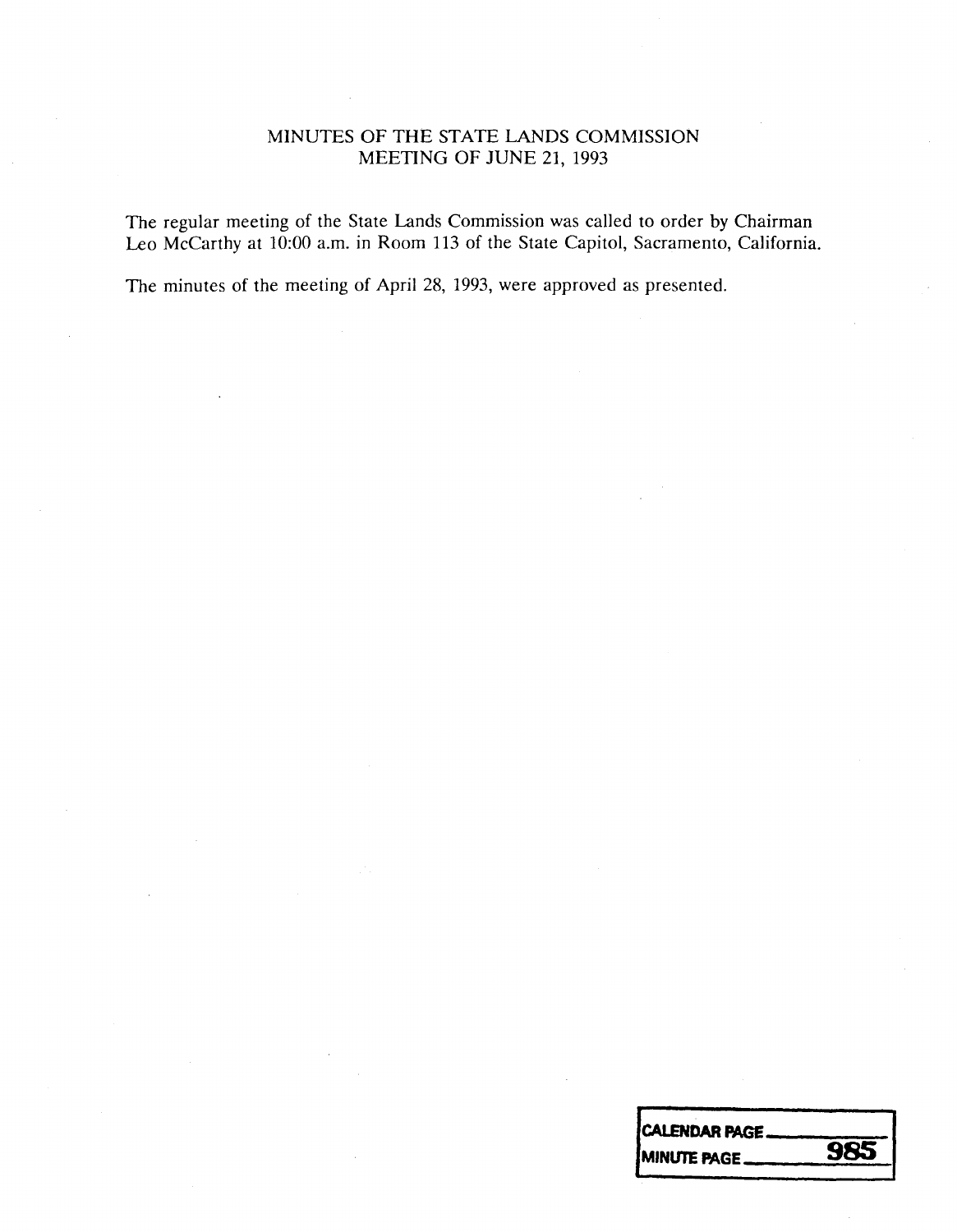# MINUTES OF THE STATE LANDS COMMISSION
## MEETING OF JUNE 21, 1993

The regular meeting of the State Lands Commission was called to order by Chairman Leo McCarthy at 10:00 a.m. in Room 113 of the State Capitol, Sacramento, California.

The minutes of the meeting of April 28, 1993, were approved as presented.

CALENDAR PAGE \_\_\_\_\_\_
MINUTE PAGE 985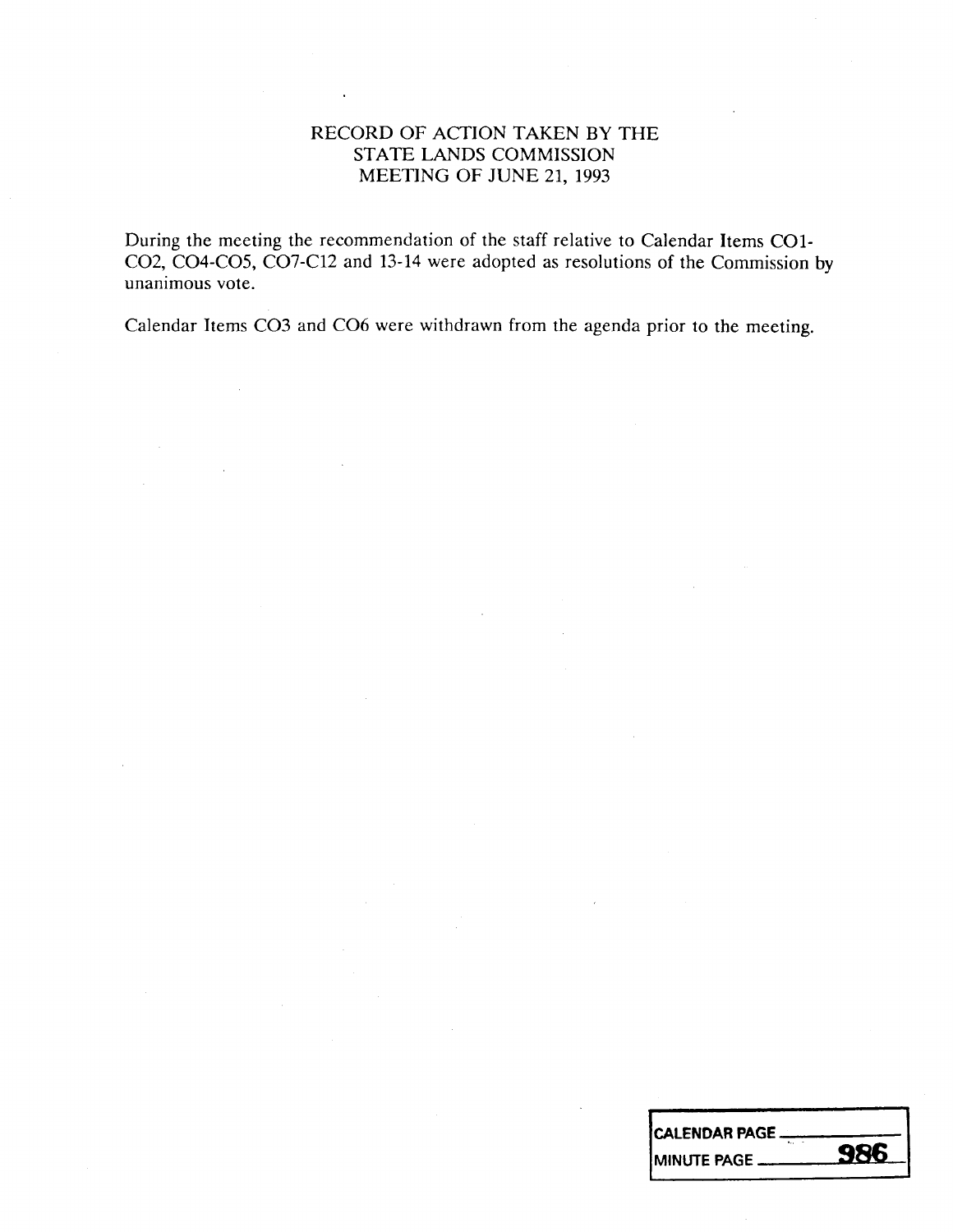# RECORD OF ACTION TAKEN BY THE STATE LANDS COMMISSION MEETING OF JUNE 21, 1993

During the meeting the recommendation of the staff relative to Calendar Items CO1-CO2, CO4-CO5, CO7-C12 and 13-14 were adopted as resolutions of the Commission by unanimous vote.

Calendar Items CO3 and CO6 were withdrawn from the agenda prior to the meeting.

| CALENDAR PAGE | |
|---|---|
| MINUTE PAGE | 986 |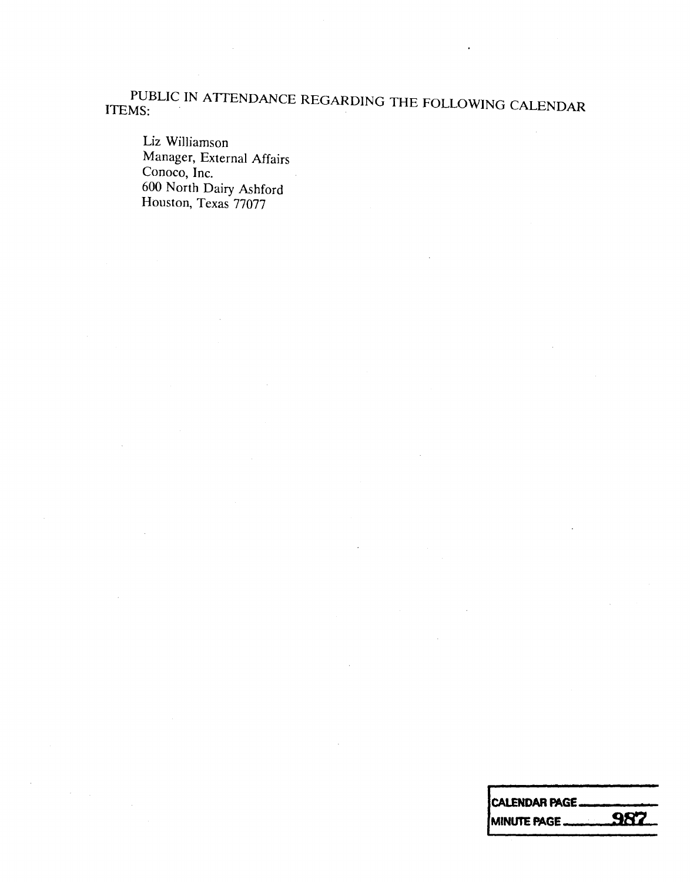PUBLIC IN ATTENDANCE REGARDING THE FOLLOWING CALENDAR ITEMS:

Liz Williamson
Manager, External Affairs
Conoco, Inc.
600 North Dairy Ashford
Houston, Texas 77077

CALENDAR PAGE

MINUTE PAGE 987